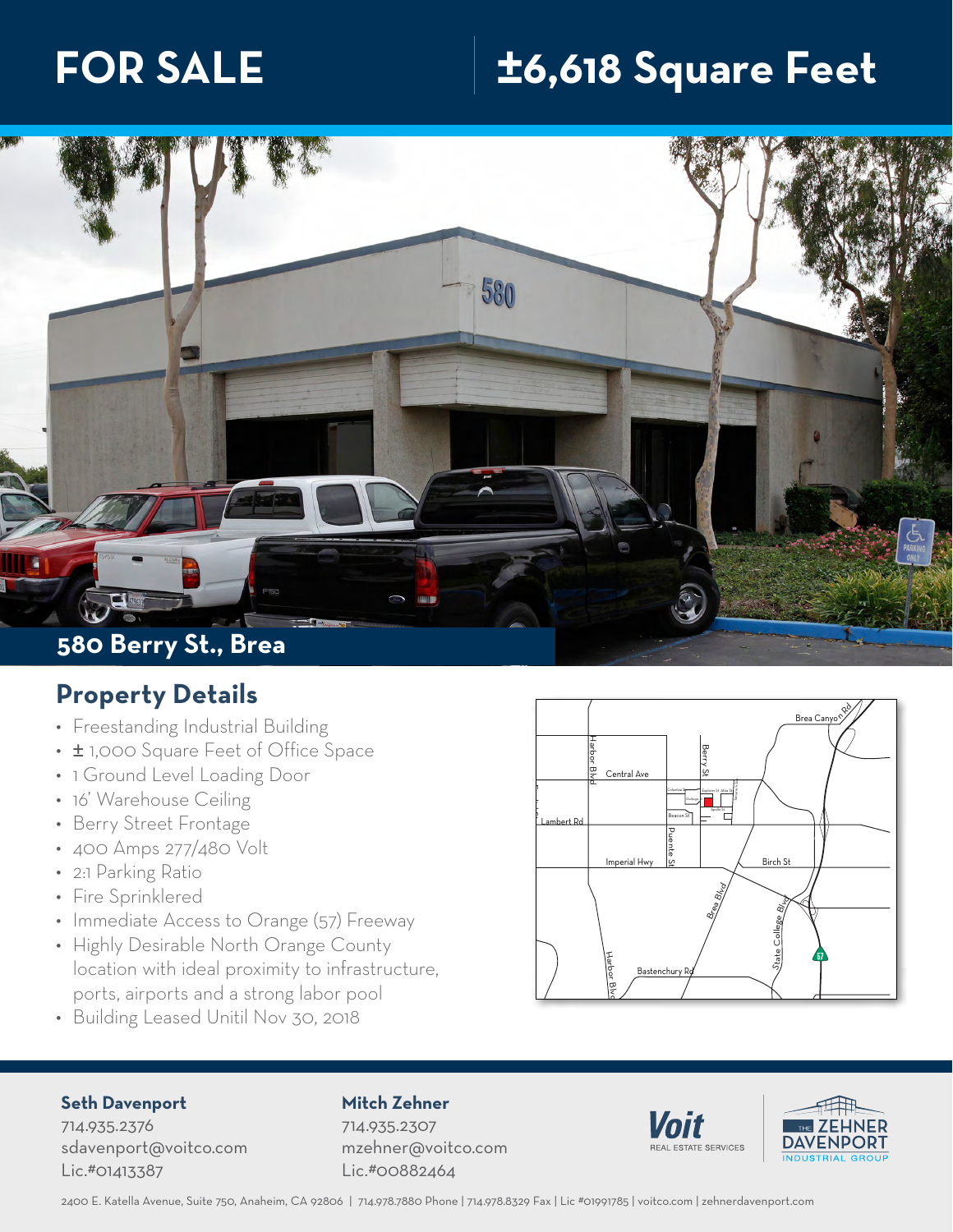# FOR SALE

# ±6,618 Square Feet

## 580 Berry St., Brea

## Property Details

- Freestanding Industrial Building
- ± 1,000 Square Feet of Office Space
- 1 Ground Level Loading Door
- 16' Warehouse Ceiling
- Berry Street Frontage
- 400 Amps 277/480 Volt
- 2:1 Parking Ratio
- Fire Sprinklered
- Immediate Access to Orange (57) Freeway
- Highly Desirable North Orange County location with ideal proximity to infrastructure, ports, airports and a strong labor pool
- Building Leased Unitil Nov 30, 2018

Brea Canyon Rd
Harbor Blvd
Berry St
Central Ave
Lambert Rd
Beacon St
Puente St
Imperial Hwy
Birch St
Brea Blvd
State College Blvd
57
Harbor Blvd
Bastenchury Rd

**Seth Davenport**
714.935.2376
sdavenport@voitco.com
Lic.#01413387

**Mitch Zehner**
714.935.2307
mzehner@voitco.com
Lic.#00882464

Voit REAL ESTATE SERVICES

THE ZEHNER DAVENPORT INDUSTRIAL GROUP

2400 E. Katella Avenue, Suite 750, Anaheim, CA 92806 | 714.978.7880 Phone | 714.978.8329 Fax | Lic #01991785 | voitco.com | zehnerdavenport.com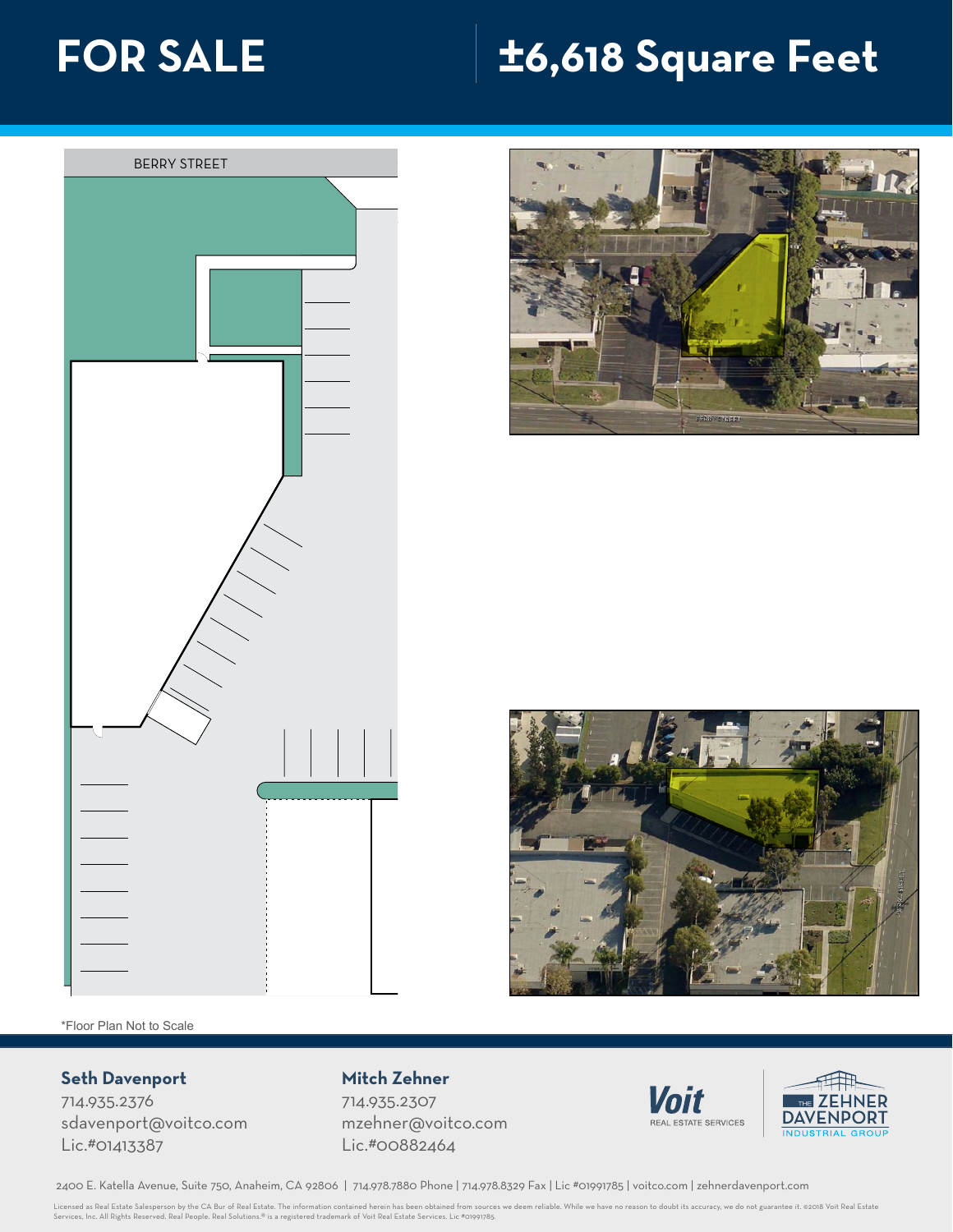# FOR SALE

# ±6,618 Square Feet

BERRY STREET

*Floor Plan Not to Scale

**Seth Davenport**
714.935.2376
sdavenport@voitco.com
Lic.#01413387

**Mitch Zehner**
714.935.2307
mzehner@voitco.com
Lic.#00882464

Voit REAL ESTATE SERVICES

THE ZEHNER DAVENPORT INDUSTRIAL GROUP

2400 E. Katella Avenue, Suite 750, Anaheim, CA 92806 | 714.978.7880 Phone | 714.978.8329 Fax | Lic #01991785 | voitco.com | zehnerdavenport.com

Licensed as Real Estate Salesperson by the CA Bur of Real Estate. The information contained herein has been obtained from sources we deem reliable. While we have no reason to doubt its accuracy, we do not guarantee it. ©2018 Voit Real Estate Services, Inc. All Rights Reserved. Real People. Real Solutions.® is a registered trademark of Voit Real Estate Services. Lic #01991785.